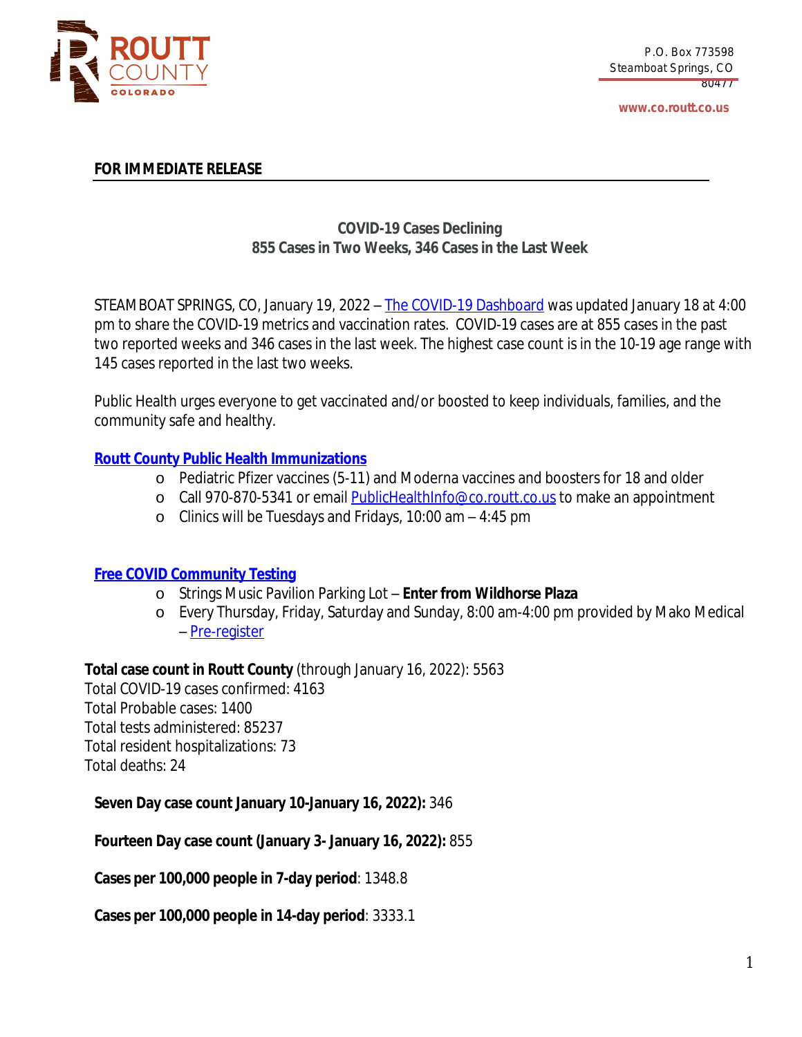P.O. Box 773598
Steamboat Springs, CO
80477

www.co.routt.co.us

**FOR IMMEDIATE RELEASE**

## COVID-19 Cases Declining
## 855 Cases in Two Weeks, 346 Cases in the Last Week

STEAMBOAT SPRINGS, CO, January 19, 2022 – The COVID-19 Dashboard was updated January 18 at 4:00 pm to share the COVID-19 metrics and vaccination rates. COVID-19 cases are at 855 cases in the past two reported weeks and 346 cases in the last week. The highest case count is in the 10-19 age range with 145 cases reported in the last two weeks.

Public Health urges everyone to get vaccinated and/or boosted to keep individuals, families, and the community safe and healthy.

**Routt County Public Health Immunizations**

- Pediatric Pfizer vaccines (5-11) and Moderna vaccines and boosters for 18 and older
- Call 970-870-5341 or email PublicHealthInfo@co.routt.co.us to make an appointment
- Clinics will be Tuesdays and Fridays, 10:00 am – 4:45 pm

**Free COVID Community Testing**

- Strings Music Pavilion Parking Lot – **Enter from Wildhorse Plaza**
- Every Thursday, Friday, Saturday and Sunday, 8:00 am-4:00 pm provided by Mako Medical – Pre-register

**Total case count in Routt County** (through January 16, 2022): 5563
Total COVID-19 cases confirmed: 4163
Total Probable cases: 1400
Total tests administered: 85237
Total resident hospitalizations: 73
Total deaths: 24

**Seven Day case count January 10-January 16, 2022):** 346

**Fourteen Day case count (January 3- January 16, 2022):** 855

**Cases per 100,000 people in 7-day period**: 1348.8

**Cases per 100,000 people in 14-day period**: 3333.1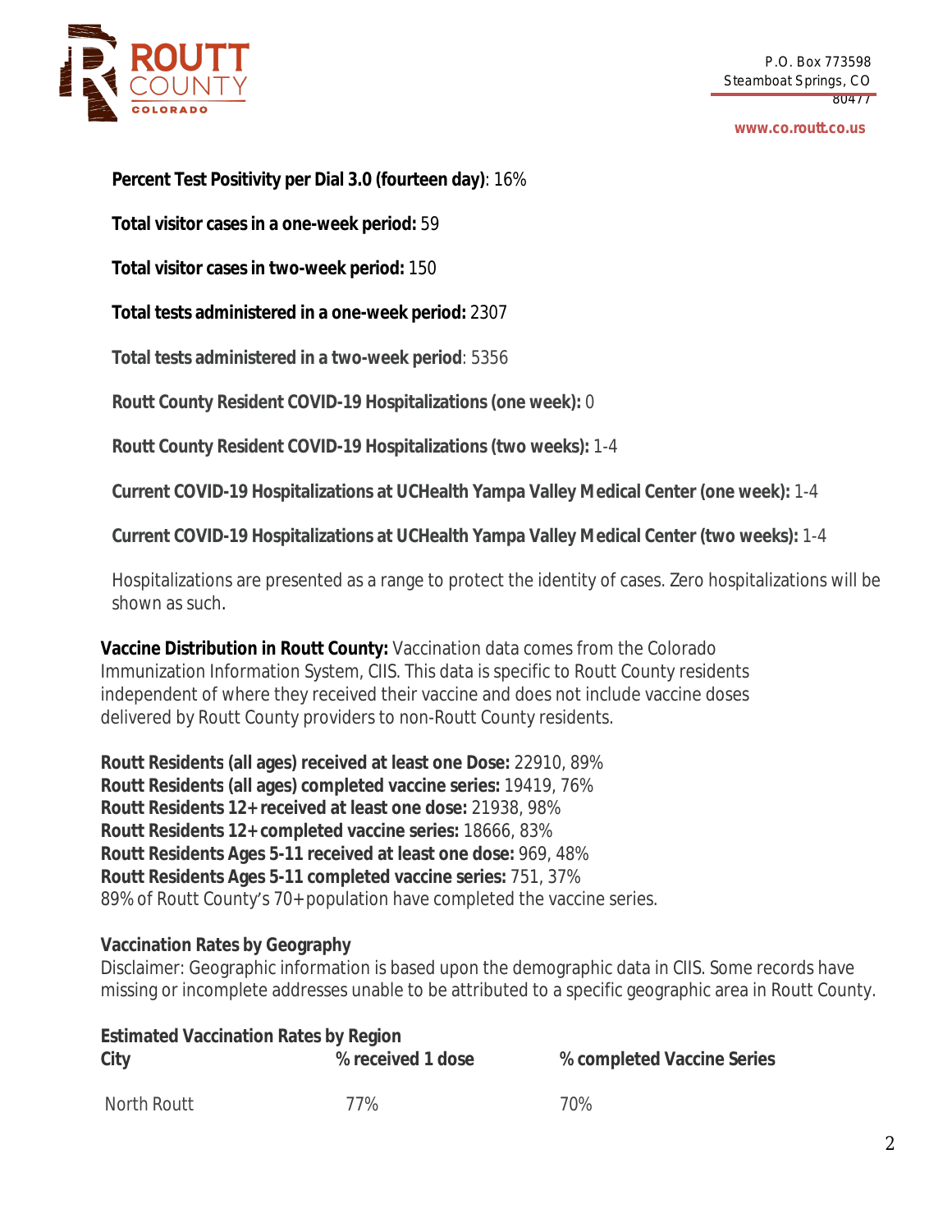**Percent Test Positivity per Dial 3.0 (fourteen day)**: 16%

**Total visitor cases in a one-week period:** 59

**Total visitor cases in two-week period:** 150

**Total tests administered in a one-week period:** 2307

**Total tests administered in a two-week period**: 5356

**Routt County Resident COVID-19 Hospitalizations (one week):** 0

**Routt County Resident COVID-19 Hospitalizations (two weeks):** 1-4

**Current COVID-19 Hospitalizations at UCHealth Yampa Valley Medical Center (one week):** 1-4

**Current COVID-19 Hospitalizations at UCHealth Yampa Valley Medical Center (two weeks):** 1-4

Hospitalizations are presented as a range to protect the identity of cases. Zero hospitalizations will be shown as such.

**Vaccine Distribution in Routt County:** Vaccination data comes from the Colorado Immunization Information System, CIIS. This data is specific to Routt County residents independent of where they received their vaccine and does not include vaccine doses delivered by Routt County providers to non-Routt County residents.

**Routt Residents (all ages) received at least one Dose:** 22910, 89%
**Routt Residents (all ages) completed vaccine series:** 19419, 76%
**Routt Residents 12+ received at least one dose:** 21938, 98%
**Routt Residents 12+ completed vaccine series:** 18666, 83%
**Routt Residents Ages 5-11 received at least one dose:** 969, 48%
**Routt Residents Ages 5-11 completed vaccine series:** 751, 37%
89% of Routt County's 70+ population have completed the vaccine series.

**Vaccination Rates by Geography**
Disclaimer: Geographic information is based upon the demographic data in CIIS. Some records have missing or incomplete addresses unable to be attributed to a specific geographic area in Routt County.

**Estimated Vaccination Rates by Region**

| City | % received 1 dose | % completed Vaccine Series |
|---|---|---|
| North Routt | 77% | 70% |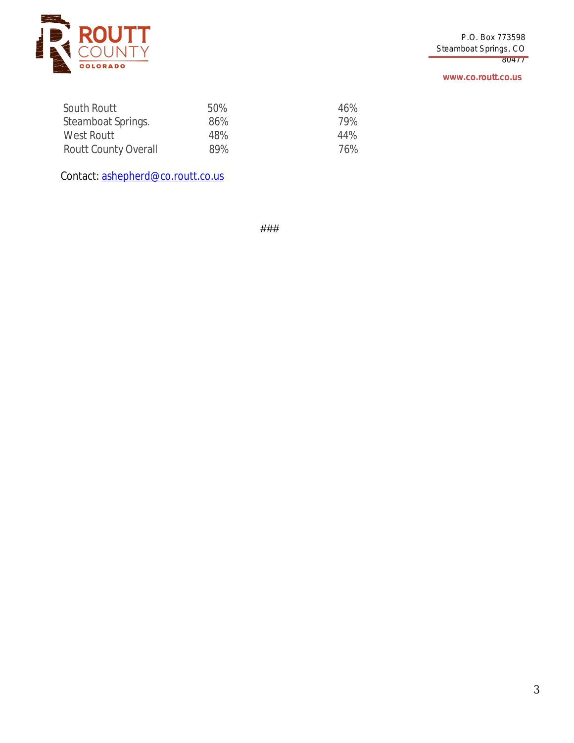| | | |
|---|---|---|
| South Routt | 50% | 46% |
| Steamboat Springs. | 86% | 79% |
| West Routt | 48% | 44% |
| Routt County Overall | 89% | 76% |

Contact: ashepherd@co.routt.co.us

###